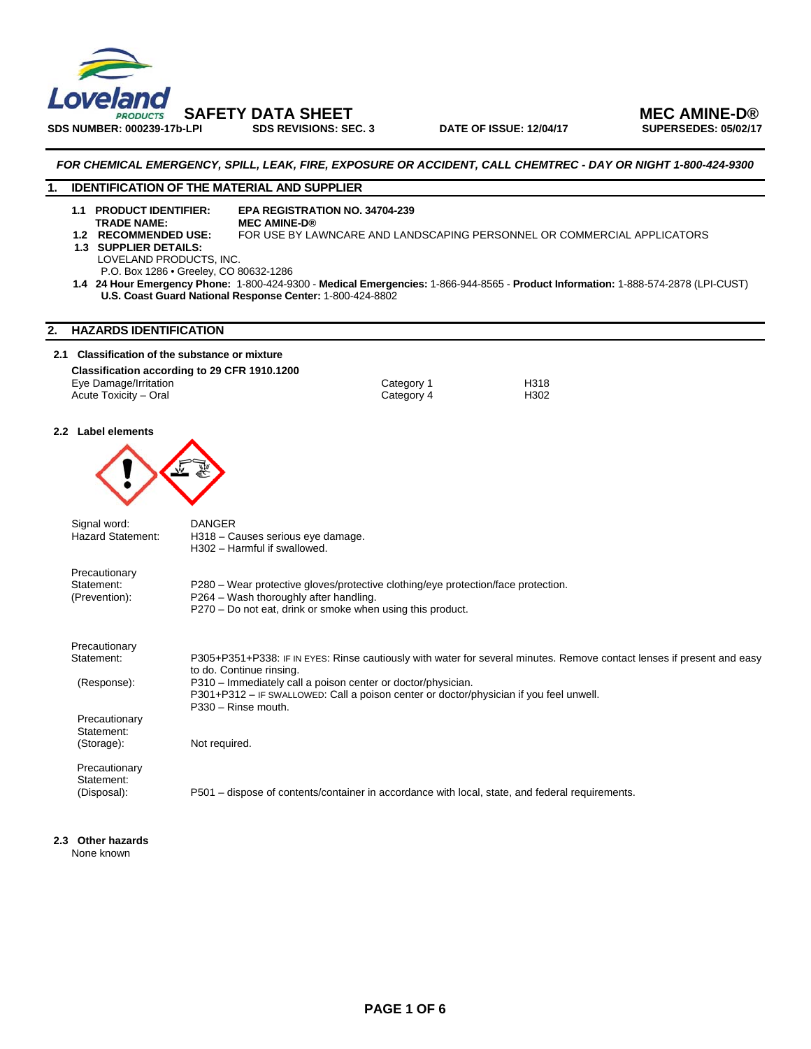**SAFETY DATA SHEET** **MEC AMINE-D®**

**SDS NUMBER: 000239-17b-LPI** **SDS REVISIONS: SEC. 3** **DATE OF ISSUE: 12/04/17** **SUPERSEDES: 05/02/17**

***FOR CHEMICAL EMERGENCY, SPILL, LEAK, FIRE, EXPOSURE OR ACCIDENT, CALL CHEMTREC - DAY OR NIGHT 1-800-424-9300***

## 1. IDENTIFICATION OF THE MATERIAL AND SUPPLIER

**1.1 PRODUCT IDENTIFIER:** **EPA REGISTRATION NO. 34704-239**
**TRADE NAME:** **MEC AMINE-D®**
**1.2 RECOMMENDED USE:** FOR USE BY LAWNCARE AND LANDSCAPING PERSONNEL OR COMMERCIAL APPLICATORS
**1.3 SUPPLIER DETAILS:**
LOVELAND PRODUCTS, INC.
P.O. Box 1286 • Greeley, CO 80632-1286
**1.4 24 Hour Emergency Phone:** 1-800-424-9300 - **Medical Emergencies:** 1-866-944-8565 - **Product Information:** 1-888-574-2878 (LPI-CUST)
**U.S. Coast Guard National Response Center:** 1-800-424-8802

## 2. HAZARDS IDENTIFICATION

### 2.1 Classification of the substance or mixture

**Classification according to 29 CFR 1910.1200**

| | | |
|---|---|---|
| Eye Damage/Irritation | Category 1 | H318 |
| Acute Toxicity – Oral | Category 4 | H302 |

### 2.2 Label elements

Signal word: DANGER

Hazard Statement:
H318 – Causes serious eye damage.
H302 – Harmful if swallowed.

Precautionary Statement: (Prevention):
P280 – Wear protective gloves/protective clothing/eye protection/face protection.
P264 – Wash thoroughly after handling.
P270 – Do not eat, drink or smoke when using this product.

Precautionary Statement: (Response):
P305+P351+P338: IF IN EYES: Rinse cautiously with water for several minutes. Remove contact lenses if present and easy to do. Continue rinsing.
P310 – Immediately call a poison center or doctor/physician.
P301+P312 – IF SWALLOWED: Call a poison center or doctor/physician if you feel unwell.
P330 – Rinse mouth.

Precautionary Statement: (Storage): Not required.

Precautionary Statement: (Disposal): P501 – dispose of contents/container in accordance with local, state, and federal requirements.

### 2.3 Other hazards

None known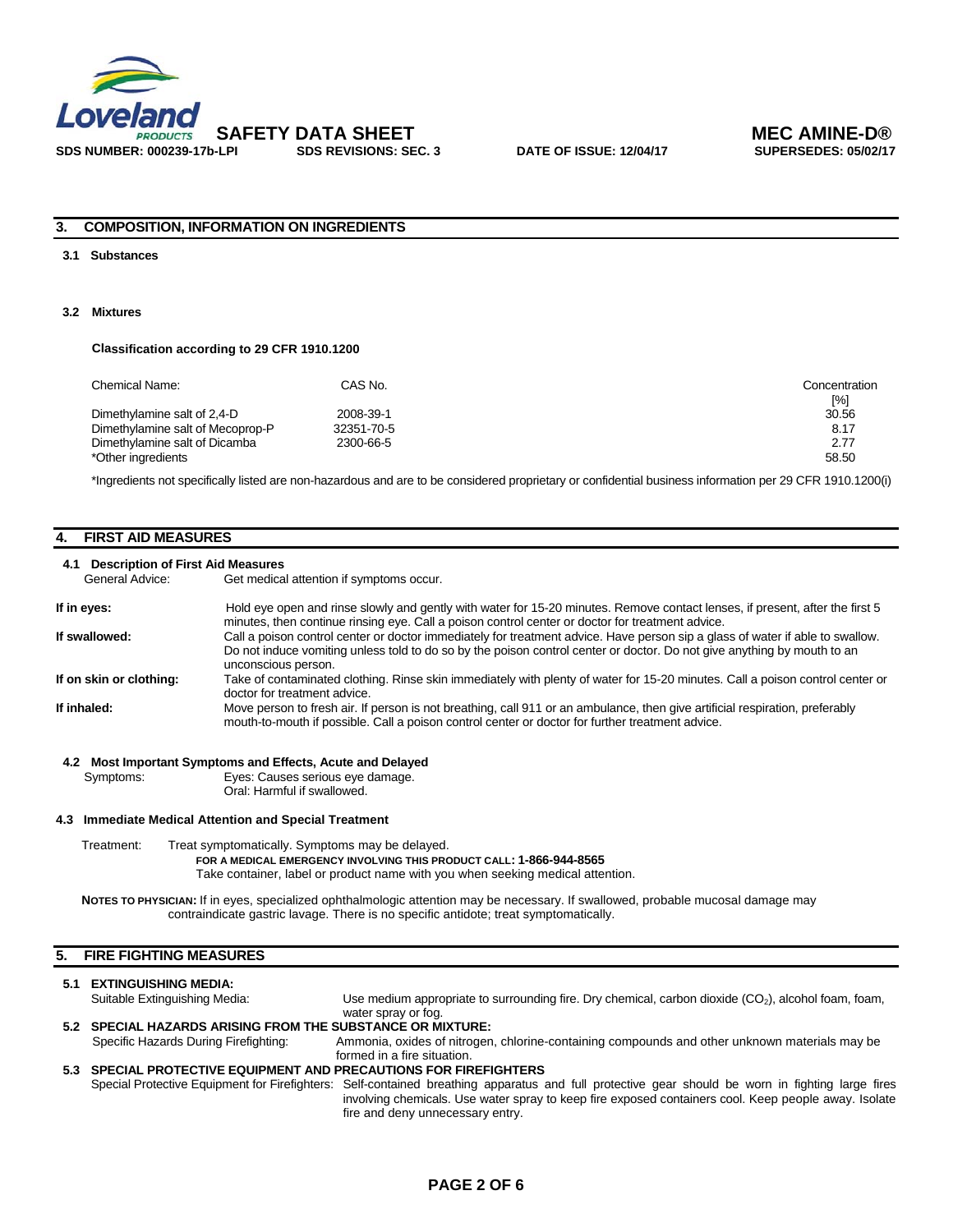## 3. COMPOSITION, INFORMATION ON INGREDIENTS

### 3.1 Substances

### 3.2 Mixtures

**Classification according to 29 CFR 1910.1200**

| Chemical Name: | CAS No. | Concentration [%] |
|---|---|---|
| Dimethylamine salt of 2,4-D | 2008-39-1 | 30.56 |
| Dimethylamine salt of Mecoprop-P | 32351-70-5 | 8.17 |
| Dimethylamine salt of Dicamba | 2300-66-5 | 2.77 |
| *Other ingredients | | 58.50 |

*Ingredients not specifically listed are non-hazardous and are to be considered proprietary or confidential business information per 29 CFR 1910.1200(i)

## 4. FIRST AID MEASURES

### 4.1 Description of First Aid Measures

General Advice: Get medical attention if symptoms occur.

**If in eyes:** Hold eye open and rinse slowly and gently with water for 15-20 minutes. Remove contact lenses, if present, after the first 5 minutes, then continue rinsing eye. Call a poison control center or doctor for treatment advice.

**If swallowed:** Call a poison control center or doctor immediately for treatment advice. Have person sip a glass of water if able to swallow. Do not induce vomiting unless told to do so by the poison control center or doctor. Do not give anything by mouth to an unconscious person.

**If on skin or clothing:** Take of contaminated clothing. Rinse skin immediately with plenty of water for 15-20 minutes. Call a poison control center or doctor for treatment advice.

**If inhaled:** Move person to fresh air. If person is not breathing, call 911 or an ambulance, then give artificial respiration, preferably mouth-to-mouth if possible. Call a poison control center or doctor for further treatment advice.

### 4.2 Most Important Symptoms and Effects, Acute and Delayed

Symptoms: Eyes: Causes serious eye damage.
Oral: Harmful if swallowed.

### 4.3 Immediate Medical Attention and Special Treatment

Treatment: Treat symptomatically. Symptoms may be delayed.

**FOR A MEDICAL EMERGENCY INVOLVING THIS PRODUCT CALL: 1-866-944-8565**

Take container, label or product name with you when seeking medical attention.

**NOTES TO PHYSICIAN:** If in eyes, specialized ophthalmologic attention may be necessary. If swallowed, probable mucosal damage may contraindicate gastric lavage. There is no specific antidote; treat symptomatically.

## 5. FIRE FIGHTING MEASURES

### 5.1 EXTINGUISHING MEDIA:

Suitable Extinguishing Media: Use medium appropriate to surrounding fire. Dry chemical, carbon dioxide ($CO_2$), alcohol foam, foam, water spray or fog.

### 5.2 SPECIAL HAZARDS ARISING FROM THE SUBSTANCE OR MIXTURE:

Specific Hazards During Firefighting: Ammonia, oxides of nitrogen, chlorine-containing compounds and other unknown materials may be formed in a fire situation.

### 5.3 SPECIAL PROTECTIVE EQUIPMENT AND PRECAUTIONS FOR FIREFIGHTERS

Special Protective Equipment for Firefighters: Self-contained breathing apparatus and full protective gear should be worn in fighting large fires involving chemicals. Use water spray to keep fire exposed containers cool. Keep people away. Isolate fire and deny unnecessary entry.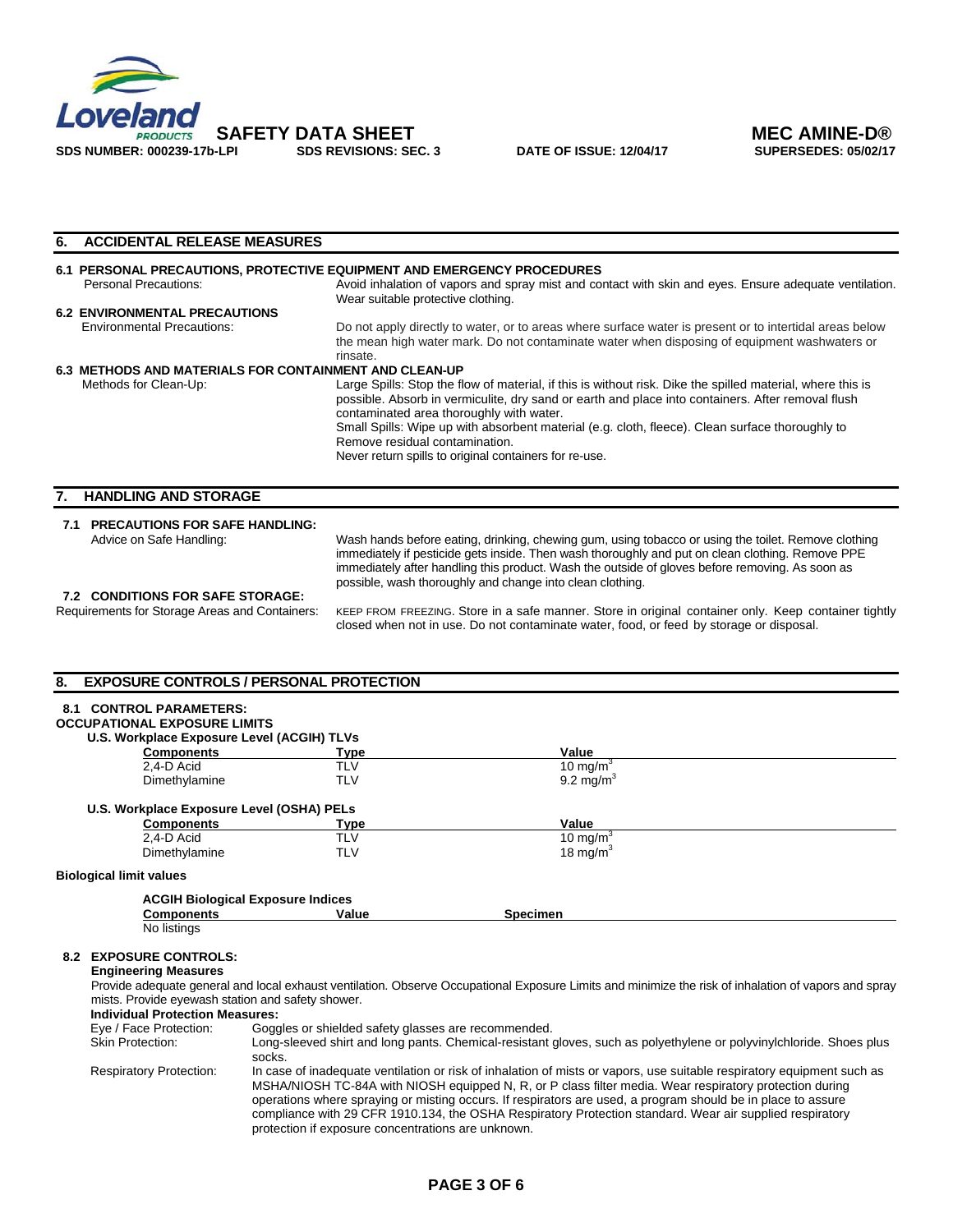## 6. ACCIDENTAL RELEASE MEASURES

### 6.1 PERSONAL PRECAUTIONS, PROTECTIVE EQUIPMENT AND EMERGENCY PROCEDURES

Personal Precautions: Avoid inhalation of vapors and spray mist and contact with skin and eyes. Ensure adequate ventilation. Wear suitable protective clothing.

### 6.2 ENVIRONMENTAL PRECAUTIONS

Environmental Precautions: Do not apply directly to water, or to areas where surface water is present or to intertidal areas below the mean high water mark. Do not contaminate water when disposing of equipment washwaters or rinsate.

### 6.3 METHODS AND MATERIALS FOR CONTAINMENT AND CLEAN-UP

Methods for Clean-Up: Large Spills: Stop the flow of material, if this is without risk. Dike the spilled material, where this is possible. Absorb in vermiculite, dry sand or earth and place into containers. After removal flush contaminated area thoroughly with water.
Small Spills: Wipe up with absorbent material (e.g. cloth, fleece). Clean surface thoroughly to Remove residual contamination.
Never return spills to original containers for re-use.

## 7. HANDLING AND STORAGE

### 7.1 PRECAUTIONS FOR SAFE HANDLING:

Advice on Safe Handling: Wash hands before eating, drinking, chewing gum, using tobacco or using the toilet. Remove clothing immediately if pesticide gets inside. Then wash thoroughly and put on clean clothing. Remove PPE immediately after handling this product. Wash the outside of gloves before removing. As soon as possible, wash thoroughly and change into clean clothing.

### 7.2 CONDITIONS FOR SAFE STORAGE:

Requirements for Storage Areas and Containers: KEEP FROM FREEZING. Store in a safe manner. Store in original container only. Keep container tightly closed when not in use. Do not contaminate water, food, or feed by storage or disposal.

## 8. EXPOSURE CONTROLS / PERSONAL PROTECTION

### 8.1 CONTROL PARAMETERS:

**OCCUPATIONAL EXPOSURE LIMITS**

**U.S. Workplace Exposure Level (ACGIH) TLVs**

| Components | Type | Value |
|---|---|---|
| 2,4-D Acid | TLV | 10 mg/m$^3$ |
| Dimethylamine | TLV | 9.2 mg/m$^3$ |

**U.S. Workplace Exposure Level (OSHA) PELs**

| Components | Type | Value |
|---|---|---|
| 2,4-D Acid | TLV | 10 mg/m$^3$ |
| Dimethylamine | TLV | 18 mg/m$^3$ |

**Biological limit values**

**ACGIH Biological Exposure Indices**

| Components | Value | Specimen |
|---|---|---|
| No listings | | |

### 8.2 EXPOSURE CONTROLS:

**Engineering Measures**

Provide adequate general and local exhaust ventilation. Observe Occupational Exposure Limits and minimize the risk of inhalation of vapors and spray mists. Provide eyewash station and safety shower.

**Individual Protection Measures:**

Eye / Face Protection: Goggles or shielded safety glasses are recommended.

Skin Protection: Long-sleeved shirt and long pants. Chemical-resistant gloves, such as polyethylene or polyvinylchloride. Shoes plus socks.

Respiratory Protection: In case of inadequate ventilation or risk of inhalation of mists or vapors, use suitable respiratory equipment such as MSHA/NIOSH TC-84A with NIOSH equipped N, R, or P class filter media. Wear respiratory protection during operations where spraying or misting occurs. If respirators are used, a program should be in place to assure compliance with 29 CFR 1910.134, the OSHA Respiratory Protection standard. Wear air supplied respiratory protection if exposure concentrations are unknown.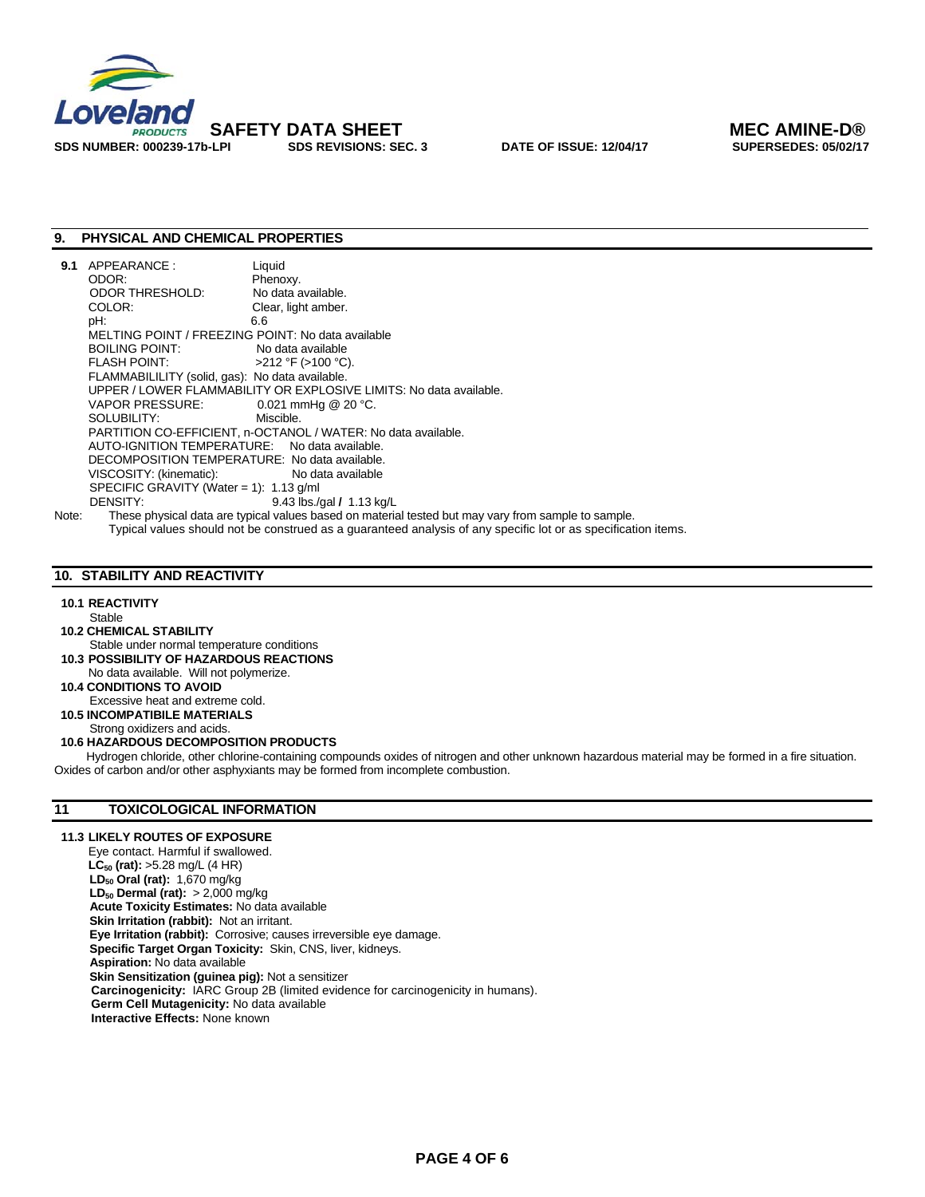## 9. PHYSICAL AND CHEMICAL PROPERTIES

**9.1** APPEARANCE : Liquid
ODOR: Phenoxy.
ODOR THRESHOLD: No data available.
COLOR: Clear, light amber.
pH: 6.6
MELTING POINT / FREEZING POINT: No data available
BOILING POINT: No data available
FLASH POINT: >212 °F (>100 °C).
FLAMMABILILITY (solid, gas): No data available.
UPPER / LOWER FLAMMABILITY OR EXPLOSIVE LIMITS: No data available.
VAPOR PRESSURE: 0.021 mmHg @ 20 °C.
SOLUBILITY: Miscible.
PARTITION CO-EFFICIENT, n-OCTANOL / WATER: No data available.
AUTO-IGNITION TEMPERATURE: No data available.
DECOMPOSITION TEMPERATURE: No data available.
VISCOSITY: (kinematic): No data available
SPECIFIC GRAVITY (Water = 1): 1.13 g/ml
DENSITY: 9.43 lbs./gal **/** 1.13 kg/L

Note: These physical data are typical values based on material tested but may vary from sample to sample. Typical values should not be construed as a guaranteed analysis of any specific lot or as specification items.

## 10. STABILITY AND REACTIVITY

**10.1 REACTIVITY**
Stable

**10.2 CHEMICAL STABILITY**
Stable under normal temperature conditions

**10.3 POSSIBILITY OF HAZARDOUS REACTIONS**
No data available. Will not polymerize.

**10.4 CONDITIONS TO AVOID**
Excessive heat and extreme cold.

**10.5 INCOMPATIBILE MATERIALS**
Strong oxidizers and acids.

**10.6 HAZARDOUS DECOMPOSITION PRODUCTS**
Hydrogen chloride, other chlorine-containing compounds oxides of nitrogen and other unknown hazardous material may be formed in a fire situation. Oxides of carbon and/or other asphyxiants may be formed from incomplete combustion.

## 11 TOXICOLOGICAL INFORMATION

**11.3 LIKELY ROUTES OF EXPOSURE**
Eye contact. Harmful if swallowed.
**$LC_{50}$ (rat):** >5.28 mg/L (4 HR)
**$LD_{50}$ Oral (rat):** 1,670 mg/kg
**$LD_{50}$ Dermal (rat):** > 2,000 mg/kg
**Acute Toxicity Estimates:** No data available
**Skin Irritation (rabbit):** Not an irritant.
**Eye Irritation (rabbit):** Corrosive; causes irreversible eye damage.
**Specific Target Organ Toxicity:** Skin, CNS, liver, kidneys.
**Aspiration:** No data available
**Skin Sensitization (guinea pig):** Not a sensitizer
**Carcinogenicity:** IARC Group 2B (limited evidence for carcinogenicity in humans).
**Germ Cell Mutagenicity:** No data available
**Interactive Effects:** None known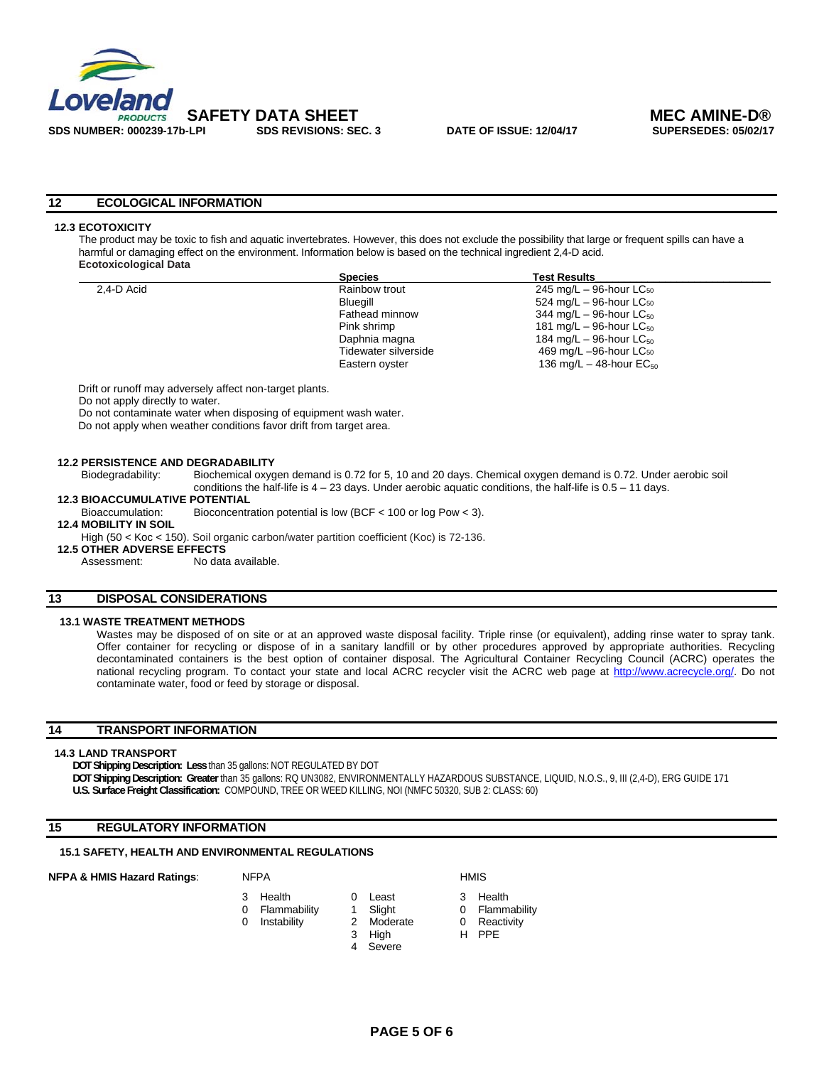## 12 ECOLOGICAL INFORMATION

### 12.3 ECOTOXICITY

The product may be toxic to fish and aquatic invertebrates. However, this does not exclude the possibility that large or frequent spills can have a harmful or damaging effect on the environment. Information below is based on the technical ingredient 2,4-D acid.

**Ecotoxicological Data**

| | Species | Test Results |
|---|---|---|
| 2,4-D Acid | Rainbow trout | 245 mg/L – 96-hour $LC_{50}$ |
| | Bluegill | 524 mg/L – 96-hour $LC_{50}$ |
| | Fathead minnow | 344 mg/L – 96-hour $LC_{50}$ |
| | Pink shrimp | 181 mg/L – 96-hour $LC_{50}$ |
| | Daphnia magna | 184 mg/L – 96-hour $LC_{50}$ |
| | Tidewater silverside | 469 mg/L –96-hour $LC_{50}$ |
| | Eastern oyster | 136 mg/L – 48-hour $EC_{50}$ |

Drift or runoff may adversely affect non-target plants.
Do not apply directly to water.
Do not contaminate water when disposing of equipment wash water.
Do not apply when weather conditions favor drift from target area.

### 12.2 PERSISTENCE AND DEGRADABILITY

Biodegradability: Biochemical oxygen demand is 0.72 for 5, 10 and 20 days. Chemical oxygen demand is 0.72. Under aerobic soil conditions the half-life is 4 – 23 days. Under aerobic aquatic conditions, the half-life is 0.5 – 11 days.

### 12.3 BIOACCUMULATIVE POTENTIAL

Bioaccumulation: Bioconcentration potential is low (BCF < 100 or log Pow < 3).

### 12.4 MOBILITY IN SOIL

High (50 < Koc < 150). Soil organic carbon/water partition coefficient (Koc) is 72-136.

### 12.5 OTHER ADVERSE EFFECTS

Assessment: No data available.

## 13 DISPOSAL CONSIDERATIONS

### 13.1 WASTE TREATMENT METHODS

Wastes may be disposed of on site or at an approved waste disposal facility. Triple rinse (or equivalent), adding rinse water to spray tank. Offer container for recycling or dispose of in a sanitary landfill or by other procedures approved by appropriate authorities. Recycling decontaminated containers is the best option of container disposal. The Agricultural Container Recycling Council (ACRC) operates the national recycling program. To contact your state and local ACRC recycler visit the ACRC web page at http://www.acrecycle.org/. Do not contaminate water, food or feed by storage or disposal.

## 14 TRANSPORT INFORMATION

### 14.3 LAND TRANSPORT

**DOT Shipping Description: Less** than 35 gallons: NOT REGULATED BY DOT
**DOT Shipping Description: Greater** than 35 gallons: RQ UN3082, ENVIRONMENTALLY HAZARDOUS SUBSTANCE, LIQUID, N.O.S., 9, III (2,4-D), ERG GUIDE 171
**U.S. Surface Freight Classification:** COMPOUND, TREE OR WEED KILLING, NOI (NMFC 50320, SUB 2: CLASS: 60)

## 15 REGULATORY INFORMATION

### 15.1 SAFETY, HEALTH AND ENVIRONMENTAL REGULATIONS

**NFPA & HMIS Hazard Ratings**:

| NFPA | | Scale | | HMIS | |
|---|---|---|---|---|---|
| 3 | Health | 0 | Least | 3 | Health |
| 0 | Flammability | 1 | Slight | 0 | Flammability |
| 0 | Instability | 2 | Moderate | 0 | Reactivity |
| | | 3 | High | H | PPE |
| | | 4 | Severe | | |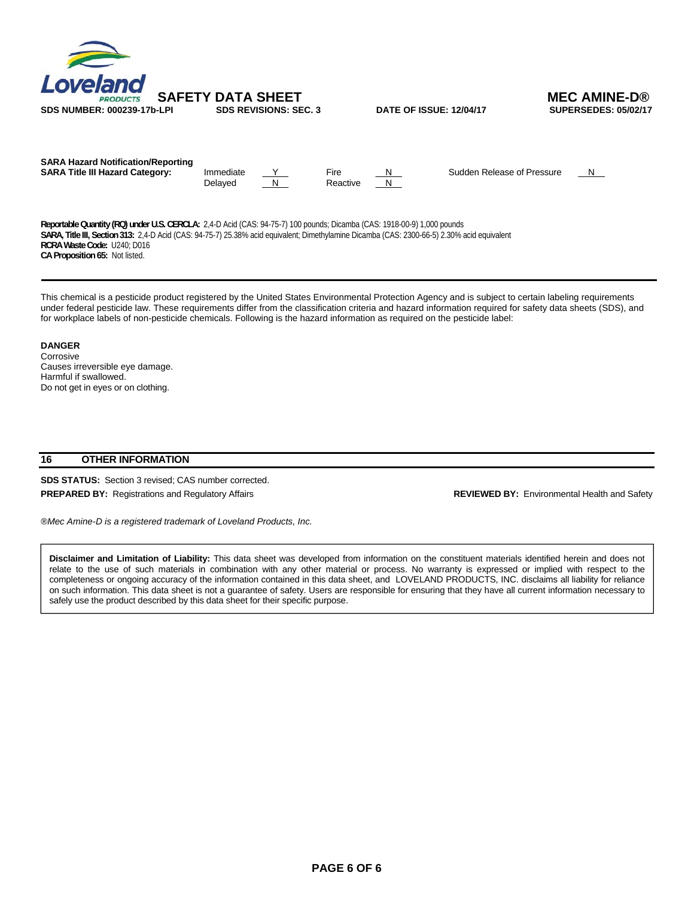**SAFETY DATA SHEET** **MEC AMINE-D®**

**SDS NUMBER: 000239-17b-LPI** **SDS REVISIONS: SEC. 3** **DATE OF ISSUE: 12/04/17** **SUPERSEDES: 05/02/17**

**SARA Hazard Notification/Reporting**

| **SARA Title III Hazard Category:** | | | | | | |
|---|---|---|---|---|---|---|
| | Immediate | Y | Fire | N | Sudden Release of Pressure | N |
| | Delayed | N | Reactive | N | | |

**Reportable Quantity (RQ) under U.S. CERCLA:** 2,4-D Acid (CAS: 94-75-7) 100 pounds; Dicamba (CAS: 1918-00-9) 1,000 pounds
**SARA, Title III, Section 313:** 2,4-D Acid (CAS: 94-75-7) 25.38% acid equivalent; Dimethylamine Dicamba (CAS: 2300-66-5) 2.30% acid equivalent
**RCRA Waste Code:** U240; D016
**CA Proposition 65:** Not listed.

This chemical is a pesticide product registered by the United States Environmental Protection Agency and is subject to certain labeling requirements under federal pesticide law. These requirements differ from the classification criteria and hazard information required for safety data sheets (SDS), and for workplace labels of non-pesticide chemicals. Following is the hazard information as required on the pesticide label:

**DANGER**
Corrosive
Causes irreversible eye damage.
Harmful if swallowed.
Do not get in eyes or on clothing.

## 16 OTHER INFORMATION

**SDS STATUS:** Section 3 revised; CAS number corrected.
**PREPARED BY:** Registrations and Regulatory Affairs **REVIEWED BY:** Environmental Health and Safety

*®Mec Amine-D is a registered trademark of Loveland Products, Inc.*

**Disclaimer and Limitation of Liability:** This data sheet was developed from information on the constituent materials identified herein and does not relate to the use of such materials in combination with any other material or process. No warranty is expressed or implied with respect to the completeness or ongoing accuracy of the information contained in this data sheet, and LOVELAND PRODUCTS, INC. disclaims all liability for reliance on such information. This data sheet is not a guarantee of safety. Users are responsible for ensuring that they have all current information necessary to safely use the product described by this data sheet for their specific purpose.